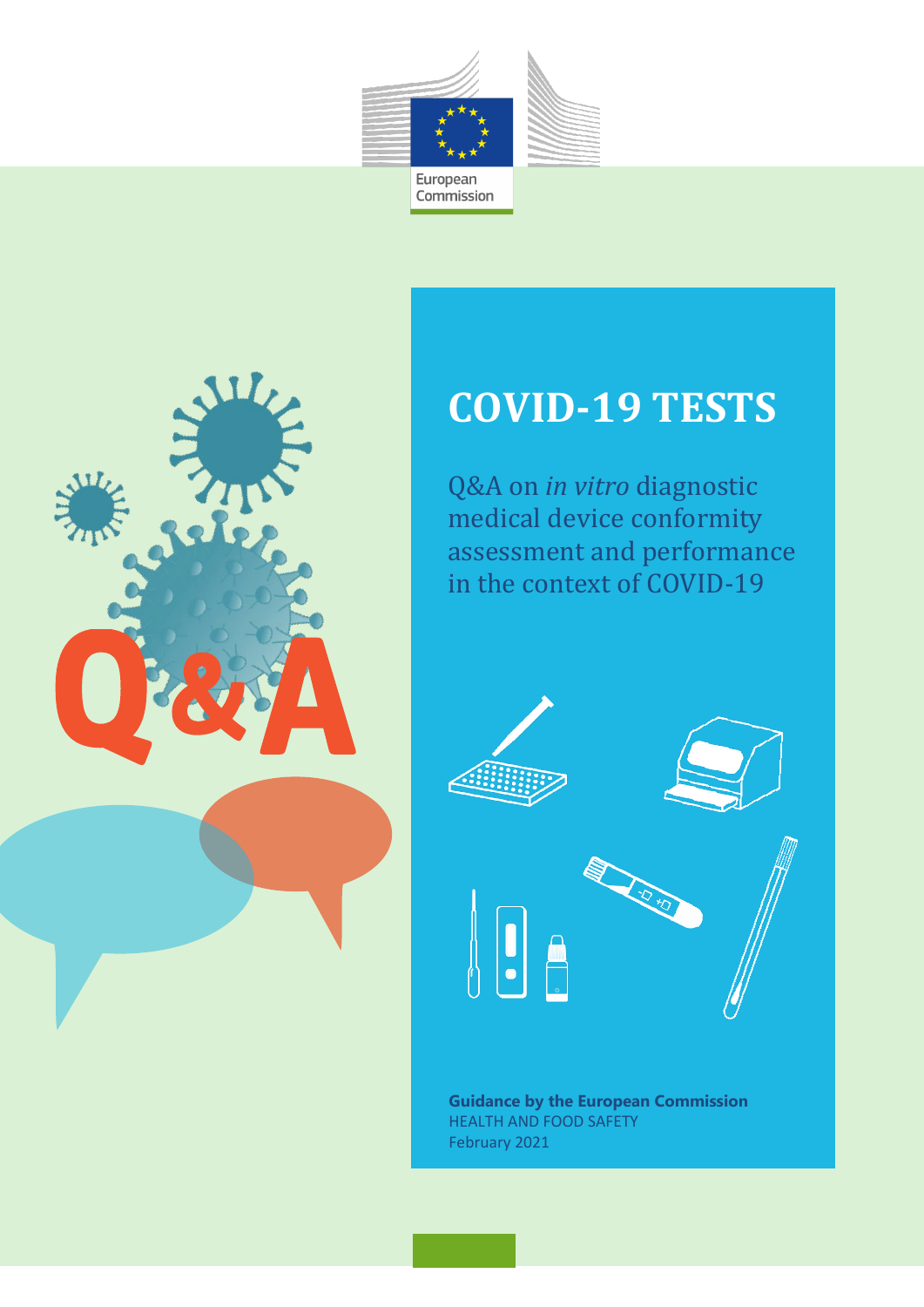European Commission

# COVID-19 TESTS

Q&A on *in vitro* diagnostic medical device conformity assessment and performance in the context of COVID-19

**Guidance by the European Commission**
HEALTH AND FOOD SAFETY
February 2021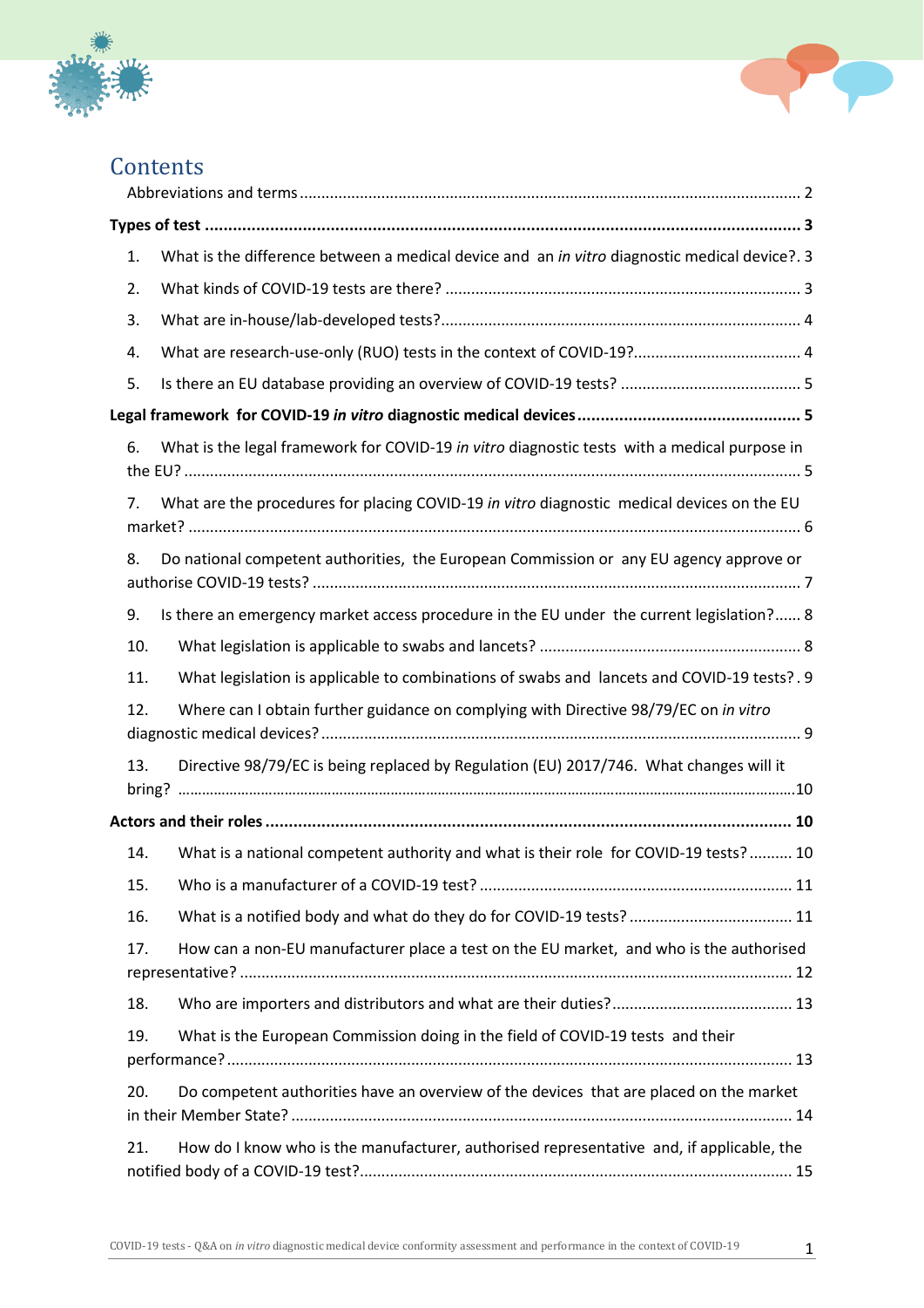# Contents

Abbreviations and terms .......... 2

**Types of test .......... 3**

1. What is the difference between a medical device and an *in vitro* diagnostic medical device?. 3
2. What kinds of COVID-19 tests are there? .......... 3
3. What are in-house/lab-developed tests? .......... 4
4. What are research-use-only (RUO) tests in the context of COVID-19? .......... 4
5. Is there an EU database providing an overview of COVID-19 tests? .......... 5

**Legal framework for COVID-19 *in vitro* diagnostic medical devices .......... 5**

6. What is the legal framework for COVID-19 *in vitro* diagnostic tests with a medical purpose in the EU? .......... 5
7. What are the procedures for placing COVID-19 *in vitro* diagnostic medical devices on the EU market? .......... 6
8. Do national competent authorities, the European Commission or any EU agency approve or authorise COVID-19 tests? .......... 7
9. Is there an emergency market access procedure in the EU under the current legislation? .......... 8
10. What legislation is applicable to swabs and lancets? .......... 8
11. What legislation is applicable to combinations of swabs and lancets and COVID-19 tests? . 9
12. Where can I obtain further guidance on complying with Directive 98/79/EC on *in vitro* diagnostic medical devices? .......... 9
13. Directive 98/79/EC is being replaced by Regulation (EU) 2017/746. What changes will it bring? .......... 10

**Actors and their roles .......... 10**

14. What is a national competent authority and what is their role for COVID-19 tests? .......... 10
15. Who is a manufacturer of a COVID-19 test? .......... 11
16. What is a notified body and what do they do for COVID-19 tests? .......... 11
17. How can a non-EU manufacturer place a test on the EU market, and who is the authorised representative? .......... 12
18. Who are importers and distributors and what are their duties? .......... 13
19. What is the European Commission doing in the field of COVID-19 tests and their performance? .......... 13
20. Do competent authorities have an overview of the devices that are placed on the market in their Member State? .......... 14
21. How do I know who is the manufacturer, authorised representative and, if applicable, the notified body of a COVID-19 test? .......... 15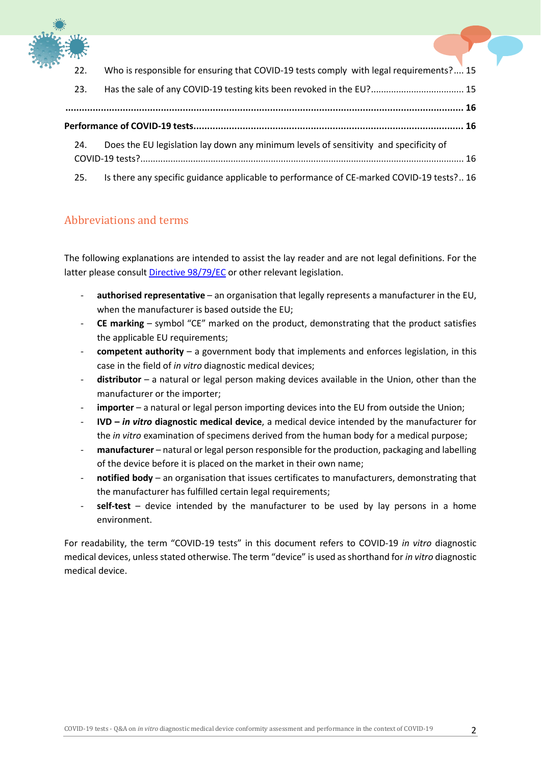22. Who is responsible for ensuring that COVID-19 tests comply with legal requirements? .... 15

23. Has the sale of any COVID-19 testing kits been revoked in the EU? .... 15

.... **16**

**Performance of COVID-19 tests** .... **16**

24. Does the EU legislation lay down any minimum levels of sensitivity and specificity of COVID-19 tests? .... 16

25. Is there any specific guidance applicable to performance of CE-marked COVID-19 tests? .. 16

## Abbreviations and terms

The following explanations are intended to assist the lay reader and are not legal definitions. For the latter please consult [Directive 98/79/EC] or other relevant legislation.

- **authorised representative** – an organisation that legally represents a manufacturer in the EU, when the manufacturer is based outside the EU;
- **CE marking** – symbol "CE" marked on the product, demonstrating that the product satisfies the applicable EU requirements;
- **competent authority** – a government body that implements and enforces legislation, in this case in the field of *in vitro* diagnostic medical devices;
- **distributor** – a natural or legal person making devices available in the Union, other than the manufacturer or the importer;
- **importer** – a natural or legal person importing devices into the EU from outside the Union;
- **IVD – *in vitro* diagnostic medical device**, a medical device intended by the manufacturer for the *in vitro* examination of specimens derived from the human body for a medical purpose;
- **manufacturer** – natural or legal person responsible for the production, packaging and labelling of the device before it is placed on the market in their own name;
- **notified body** – an organisation that issues certificates to manufacturers, demonstrating that the manufacturer has fulfilled certain legal requirements;
- **self-test** – device intended by the manufacturer to be used by lay persons in a home environment.

For readability, the term "COVID-19 tests" in this document refers to COVID-19 *in vitro* diagnostic medical devices, unless stated otherwise. The term "device" is used as shorthand for *in vitro* diagnostic medical device.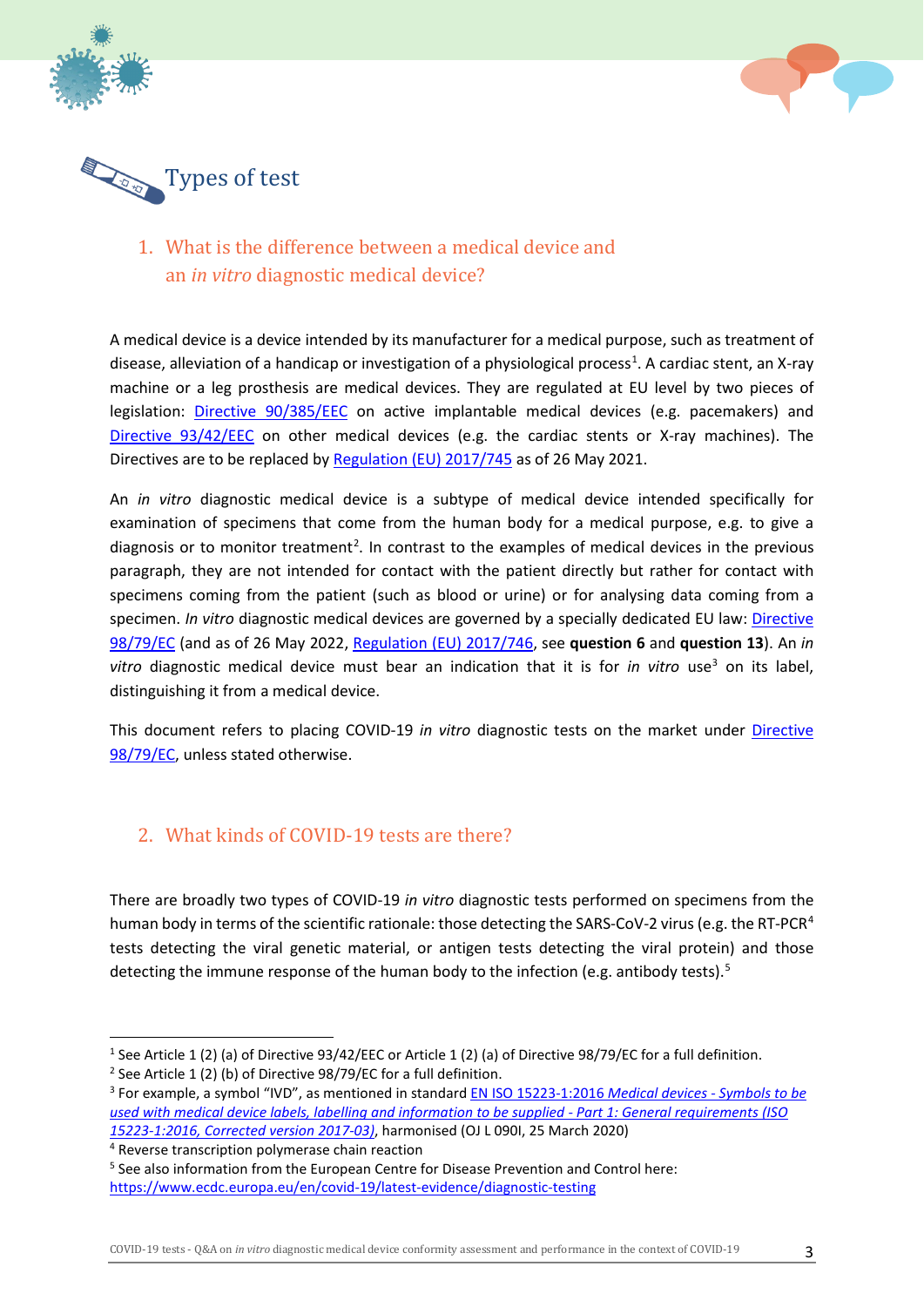# Types of test

## 1. What is the difference between a medical device and an *in vitro* diagnostic medical device?

A medical device is a device intended by its manufacturer for a medical purpose, such as treatment of disease, alleviation of a handicap or investigation of a physiological process[1]. A cardiac stent, an X-ray machine or a leg prosthesis are medical devices. They are regulated at EU level by two pieces of legislation: Directive 90/385/EEC on active implantable medical devices (e.g. pacemakers) and Directive 93/42/EEC on other medical devices (e.g. the cardiac stents or X-ray machines). The Directives are to be replaced by Regulation (EU) 2017/745 as of 26 May 2021.

An *in vitro* diagnostic medical device is a subtype of medical device intended specifically for examination of specimens that come from the human body for a medical purpose, e.g. to give a diagnosis or to monitor treatment[2]. In contrast to the examples of medical devices in the previous paragraph, they are not intended for contact with the patient directly but rather for contact with specimens coming from the patient (such as blood or urine) or for analysing data coming from a specimen. *In vitro* diagnostic medical devices are governed by a specially dedicated EU law: Directive 98/79/EC (and as of 26 May 2022, Regulation (EU) 2017/746, see **question 6** and **question 13**). An *in vitro* diagnostic medical device must bear an indication that it is for *in vitro* use[3] on its label, distinguishing it from a medical device.

This document refers to placing COVID-19 *in vitro* diagnostic tests on the market under Directive 98/79/EC, unless stated otherwise.

## 2. What kinds of COVID-19 tests are there?

There are broadly two types of COVID-19 *in vitro* diagnostic tests performed on specimens from the human body in terms of the scientific rationale: those detecting the SARS-CoV-2 virus (e.g. the RT-PCR[4] tests detecting the viral genetic material, or antigen tests detecting the viral protein) and those detecting the immune response of the human body to the infection (e.g. antibody tests).[5]

---

[1] See Article 1 (2) (a) of Directive 93/42/EEC or Article 1 (2) (a) of Directive 98/79/EC for a full definition.

[2] See Article 1 (2) (b) of Directive 98/79/EC for a full definition.

[3] For example, a symbol "IVD", as mentioned in standard EN ISO 15223-1:2016 *Medical devices - Symbols to be used with medical device labels, labelling and information to be supplied - Part 1: General requirements (ISO 15223-1:2016, Corrected version 2017-03)*, harmonised (OJ L 090I, 25 March 2020)

[4] Reverse transcription polymerase chain reaction

[5] See also information from the European Centre for Disease Prevention and Control here: https://www.ecdc.europa.eu/en/covid-19/latest-evidence/diagnostic-testing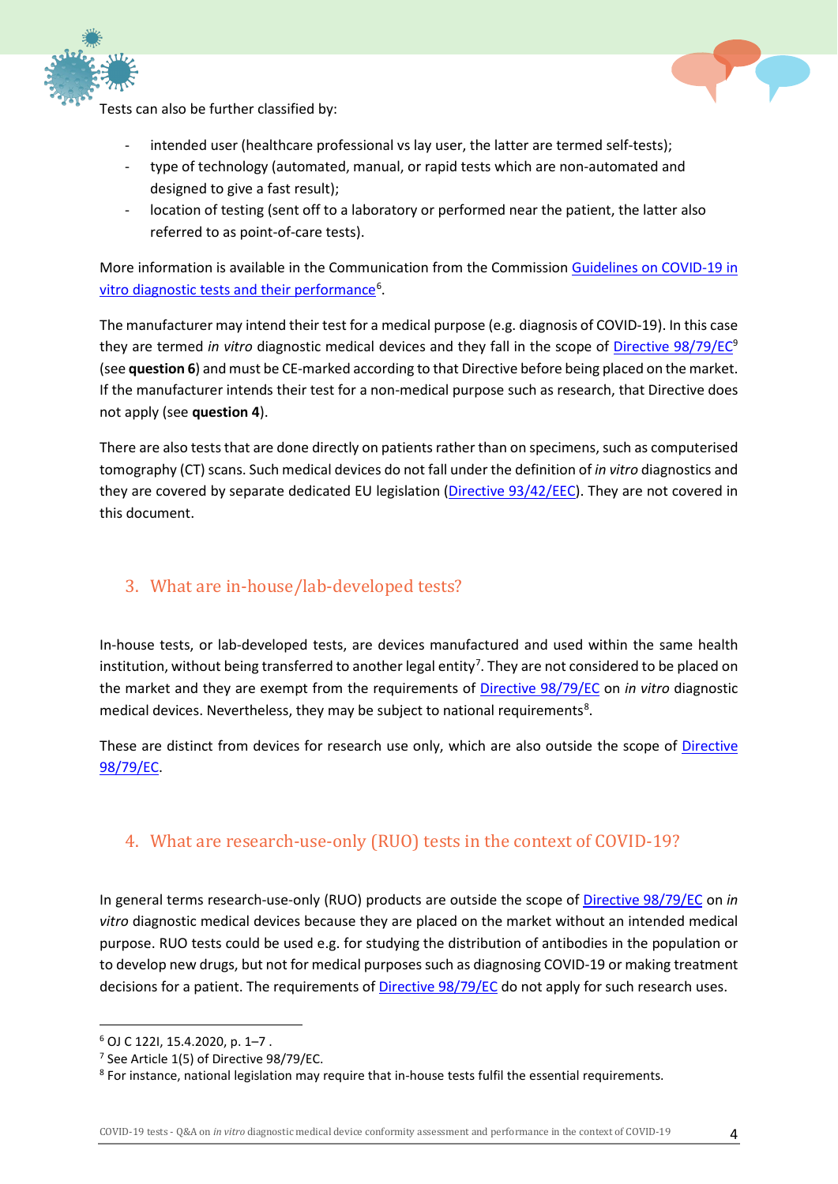Tests can also be further classified by:

- intended user (healthcare professional vs lay user, the latter are termed self-tests);
- type of technology (automated, manual, or rapid tests which are non-automated and designed to give a fast result);
- location of testing (sent off to a laboratory or performed near the patient, the latter also referred to as point-of-care tests).

More information is available in the Communication from the Commission [Guidelines on COVID-19 in vitro diagnostic tests and their performance][6].

The manufacturer may intend their test for a medical purpose (e.g. diagnosis of COVID-19). In this case they are termed *in vitro* diagnostic medical devices and they fall in the scope of Directive 98/79/EC[9] (see **question 6**) and must be CE-marked according to that Directive before being placed on the market. If the manufacturer intends their test for a non-medical purpose such as research, that Directive does not apply (see **question 4**).

There are also tests that are done directly on patients rather than on specimens, such as computerised tomography (CT) scans. Such medical devices do not fall under the definition of *in vitro* diagnostics and they are covered by separate dedicated EU legislation (Directive 93/42/EEC). They are not covered in this document.

## 3. What are in-house/lab-developed tests?

In-house tests, or lab-developed tests, are devices manufactured and used within the same health institution, without being transferred to another legal entity[7]. They are not considered to be placed on the market and they are exempt from the requirements of Directive 98/79/EC on *in vitro* diagnostic medical devices. Nevertheless, they may be subject to national requirements[8].

These are distinct from devices for research use only, which are also outside the scope of Directive 98/79/EC.

## 4. What are research-use-only (RUO) tests in the context of COVID-19?

In general terms research-use-only (RUO) products are outside the scope of Directive 98/79/EC on *in vitro* diagnostic medical devices because they are placed on the market without an intended medical purpose. RUO tests could be used e.g. for studying the distribution of antibodies in the population or to develop new drugs, but not for medical purposes such as diagnosing COVID-19 or making treatment decisions for a patient. The requirements of Directive 98/79/EC do not apply for such research uses.

---

[6] OJ C 122I, 15.4.2020, p. 1–7 .

[7] See Article 1(5) of Directive 98/79/EC.

[8] For instance, national legislation may require that in-house tests fulfil the essential requirements.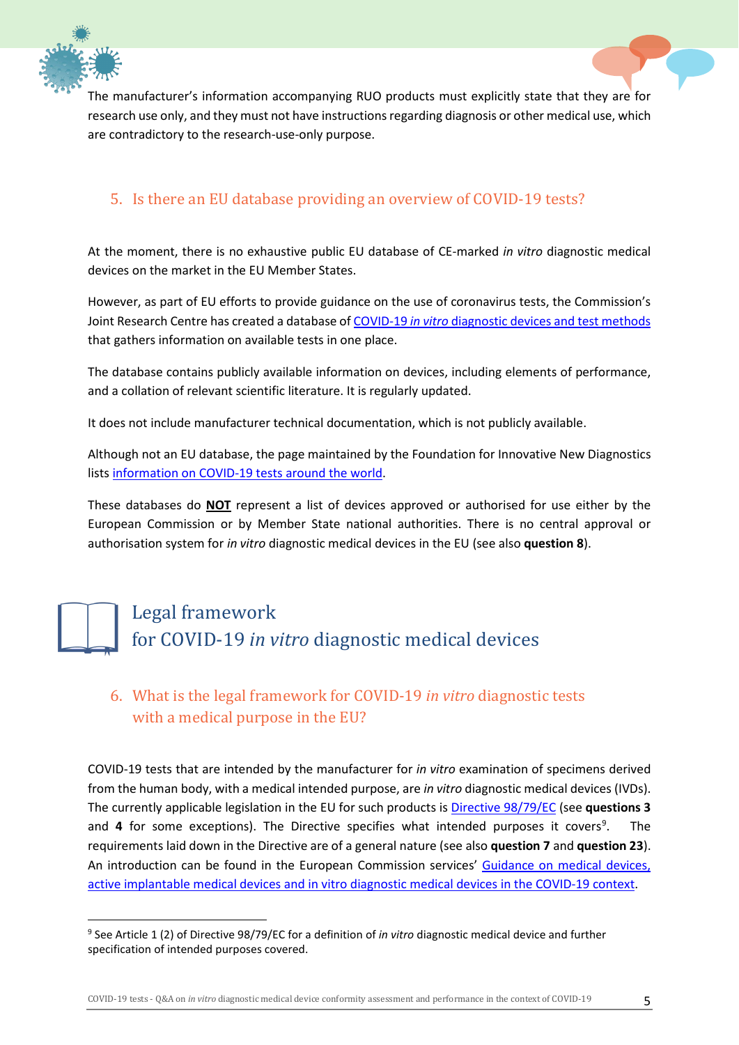The manufacturer's information accompanying RUO products must explicitly state that they are for research use only, and they must not have instructions regarding diagnosis or other medical use, which are contradictory to the research-use-only purpose.

### 5. Is there an EU database providing an overview of COVID-19 tests?

At the moment, there is no exhaustive public EU database of CE-marked *in vitro* diagnostic medical devices on the market in the EU Member States.

However, as part of EU efforts to provide guidance on the use of coronavirus tests, the Commission's Joint Research Centre has created a database of [COVID-19 *in vitro* diagnostic devices and test methods]() that gathers information on available tests in one place.

The database contains publicly available information on devices, including elements of performance, and a collation of relevant scientific literature. It is regularly updated.

It does not include manufacturer technical documentation, which is not publicly available.

Although not an EU database, the page maintained by the Foundation for Innovative New Diagnostics lists [information on COVID-19 tests around the world]().

These databases do **NOT** represent a list of devices approved or authorised for use either by the European Commission or by Member State national authorities. There is no central approval or authorisation system for *in vitro* diagnostic medical devices in the EU (see also **question 8**).

## Legal framework for COVID-19 *in vitro* diagnostic medical devices

### 6. What is the legal framework for COVID-19 *in vitro* diagnostic tests with a medical purpose in the EU?

COVID-19 tests that are intended by the manufacturer for *in vitro* examination of specimens derived from the human body, with a medical intended purpose, are *in vitro* diagnostic medical devices (IVDs). The currently applicable legislation in the EU for such products is [Directive 98/79/EC]() (see **questions 3** and **4** for some exceptions). The Directive specifies what intended purposes it covers[9]. The requirements laid down in the Directive are of a general nature (see also **question 7** and **question 23**). An introduction can be found in the European Commission services' [Guidance on medical devices, active implantable medical devices and in vitro diagnostic medical devices in the COVID-19 context]().

[9] See Article 1 (2) of Directive 98/79/EC for a definition of *in vitro* diagnostic medical device and further specification of intended purposes covered.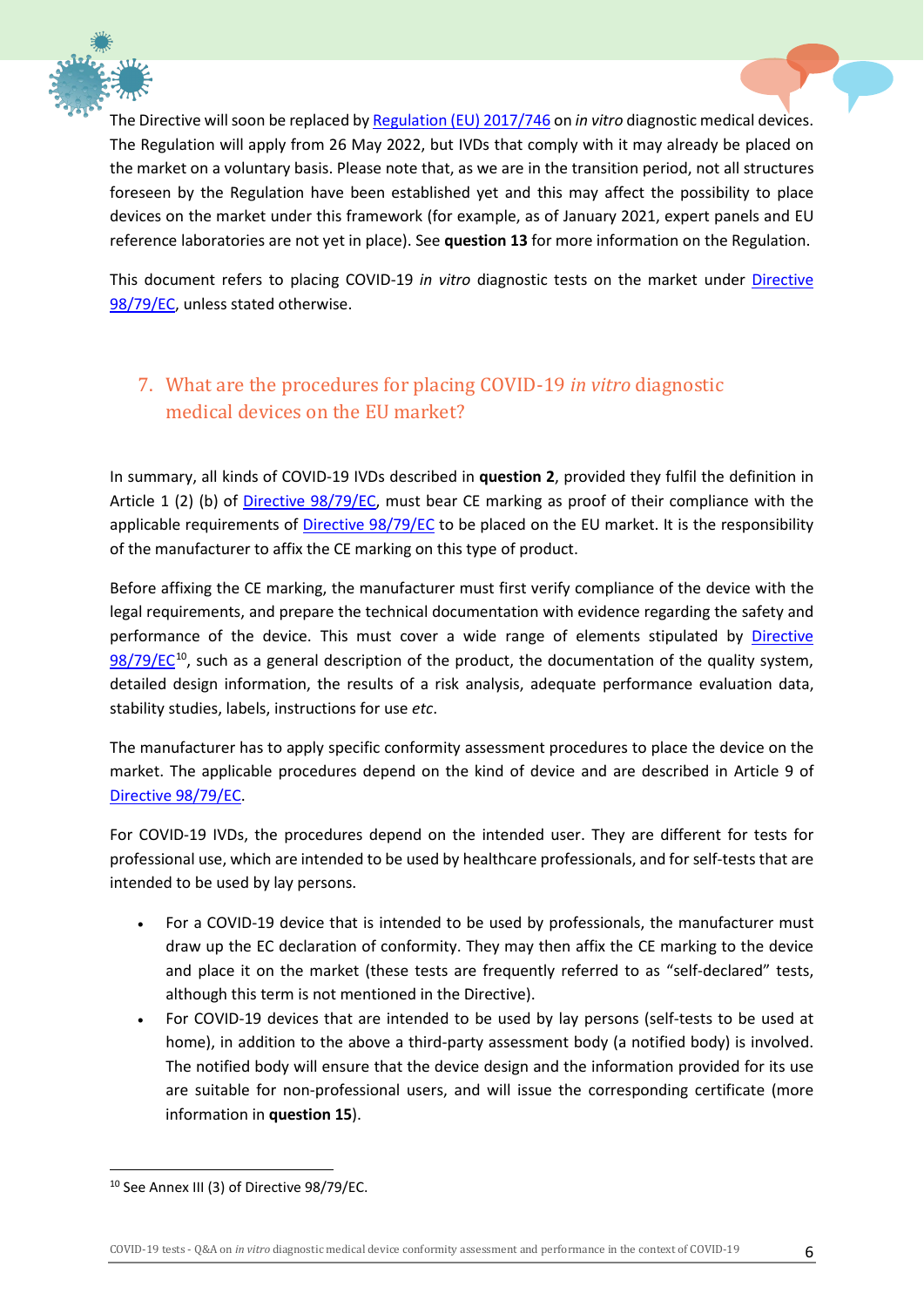The Directive will soon be replaced by Regulation (EU) 2017/746 on *in vitro* diagnostic medical devices. The Regulation will apply from 26 May 2022, but IVDs that comply with it may already be placed on the market on a voluntary basis. Please note that, as we are in the transition period, not all structures foreseen by the Regulation have been established yet and this may affect the possibility to place devices on the market under this framework (for example, as of January 2021, expert panels and EU reference laboratories are not yet in place). See **question 13** for more information on the Regulation.

This document refers to placing COVID-19 *in vitro* diagnostic tests on the market under Directive 98/79/EC, unless stated otherwise.

## 7. What are the procedures for placing COVID-19 *in vitro* diagnostic medical devices on the EU market?

In summary, all kinds of COVID-19 IVDs described in **question 2**, provided they fulfil the definition in Article 1 (2) (b) of Directive 98/79/EC, must bear CE marking as proof of their compliance with the applicable requirements of Directive 98/79/EC to be placed on the EU market. It is the responsibility of the manufacturer to affix the CE marking on this type of product.

Before affixing the CE marking, the manufacturer must first verify compliance of the device with the legal requirements, and prepare the technical documentation with evidence regarding the safety and performance of the device. This must cover a wide range of elements stipulated by Directive 98/79/EC[10], such as a general description of the product, the documentation of the quality system, detailed design information, the results of a risk analysis, adequate performance evaluation data, stability studies, labels, instructions for use *etc*.

The manufacturer has to apply specific conformity assessment procedures to place the device on the market. The applicable procedures depend on the kind of device and are described in Article 9 of Directive 98/79/EC.

For COVID-19 IVDs, the procedures depend on the intended user. They are different for tests for professional use, which are intended to be used by healthcare professionals, and for self-tests that are intended to be used by lay persons.

- For a COVID-19 device that is intended to be used by professionals, the manufacturer must draw up the EC declaration of conformity. They may then affix the CE marking to the device and place it on the market (these tests are frequently referred to as "self-declared" tests, although this term is not mentioned in the Directive).
- For COVID-19 devices that are intended to be used by lay persons (self-tests to be used at home), in addition to the above a third-party assessment body (a notified body) is involved. The notified body will ensure that the device design and the information provided for its use are suitable for non-professional users, and will issue the corresponding certificate (more information in **question 15**).

[10] See Annex III (3) of Directive 98/79/EC.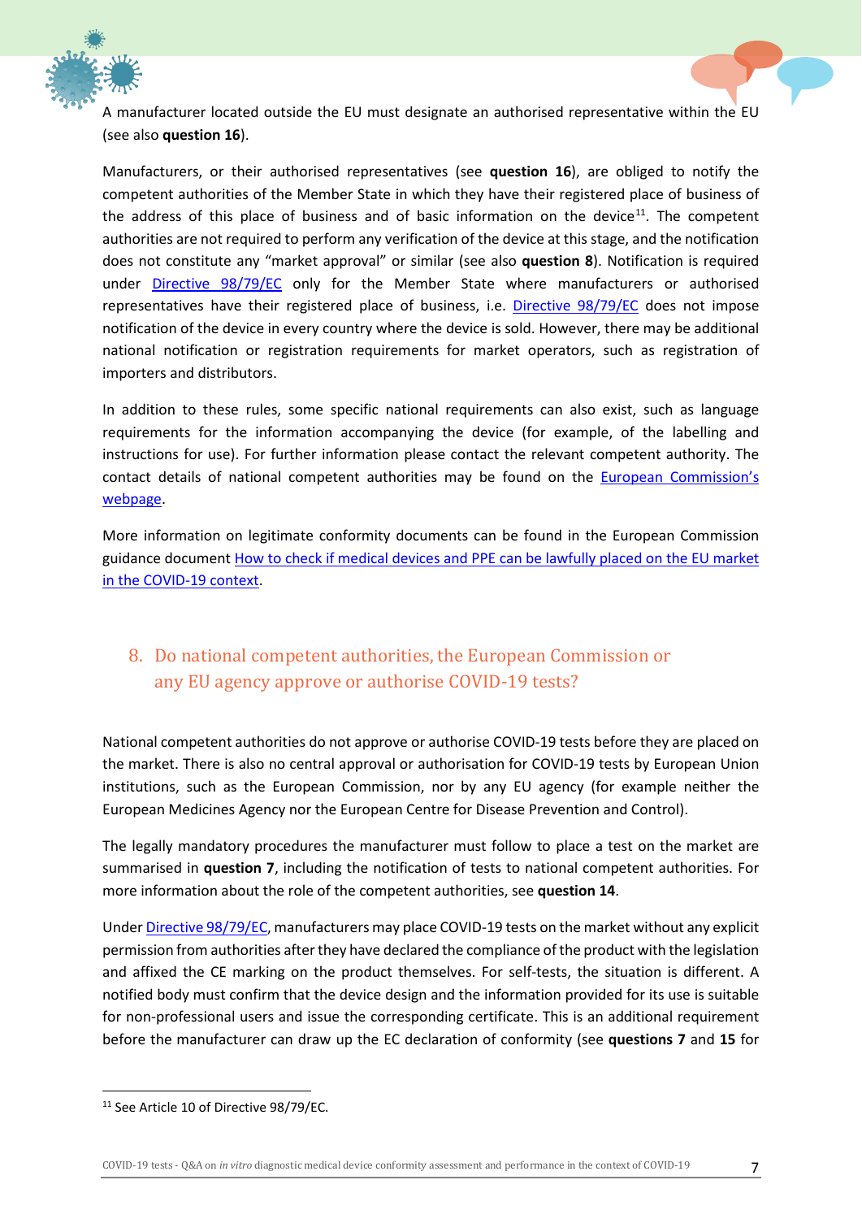A manufacturer located outside the EU must designate an authorised representative within the EU (see also **question 16**).

Manufacturers, or their authorised representatives (see **question 16**), are obliged to notify the competent authorities of the Member State in which they have their registered place of business of the address of this place of business and of basic information on the device[11]. The competent authorities are not required to perform any verification of the device at this stage, and the notification does not constitute any "market approval" or similar (see also **question 8**). Notification is required under Directive 98/79/EC only for the Member State where manufacturers or authorised representatives have their registered place of business, i.e. Directive 98/79/EC does not impose notification of the device in every country where the device is sold. However, there may be additional national notification or registration requirements for market operators, such as registration of importers and distributors.

In addition to these rules, some specific national requirements can also exist, such as language requirements for the information accompanying the device (for example, of the labelling and instructions for use). For further information please contact the relevant competent authority. The contact details of national competent authorities may be found on the European Commission's webpage.

More information on legitimate conformity documents can be found in the European Commission guidance document How to check if medical devices and PPE can be lawfully placed on the EU market in the COVID-19 context.

## 8. Do national competent authorities, the European Commission or any EU agency approve or authorise COVID-19 tests?

National competent authorities do not approve or authorise COVID-19 tests before they are placed on the market. There is also no central approval or authorisation for COVID-19 tests by European Union institutions, such as the European Commission, nor by any EU agency (for example neither the European Medicines Agency nor the European Centre for Disease Prevention and Control).

The legally mandatory procedures the manufacturer must follow to place a test on the market are summarised in **question 7**, including the notification of tests to national competent authorities. For more information about the role of the competent authorities, see **question 14**.

Under Directive 98/79/EC, manufacturers may place COVID-19 tests on the market without any explicit permission from authorities after they have declared the compliance of the product with the legislation and affixed the CE marking on the product themselves. For self-tests, the situation is different. A notified body must confirm that the device design and the information provided for its use is suitable for non-professional users and issue the corresponding certificate. This is an additional requirement before the manufacturer can draw up the EC declaration of conformity (see **questions 7** and **15** for

[11] See Article 10 of Directive 98/79/EC.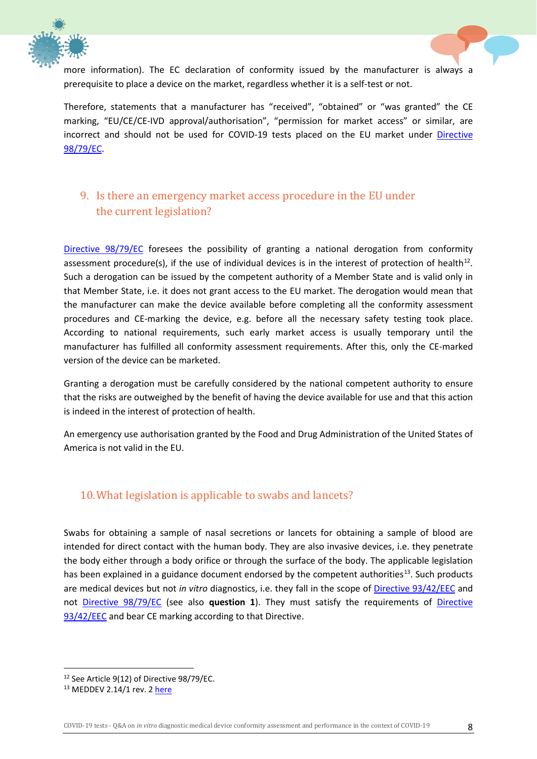more information). The EC declaration of conformity issued by the manufacturer is always a prerequisite to place a device on the market, regardless whether it is a self-test or not.

Therefore, statements that a manufacturer has "received", "obtained" or "was granted" the CE marking, "EU/CE/CE-IVD approval/authorisation", "permission for market access" or similar, are incorrect and should not be used for COVID-19 tests placed on the EU market under Directive 98/79/EC.

## 9. Is there an emergency market access procedure in the EU under the current legislation?

Directive 98/79/EC foresees the possibility of granting a national derogation from conformity assessment procedure(s), if the use of individual devices is in the interest of protection of health[12]. Such a derogation can be issued by the competent authority of a Member State and is valid only in that Member State, i.e. it does not grant access to the EU market. The derogation would mean that the manufacturer can make the device available before completing all the conformity assessment procedures and CE-marking the device, e.g. before all the necessary safety testing took place. According to national requirements, such early market access is usually temporary until the manufacturer has fulfilled all conformity assessment requirements. After this, only the CE-marked version of the device can be marketed.

Granting a derogation must be carefully considered by the national competent authority to ensure that the risks are outweighed by the benefit of having the device available for use and that this action is indeed in the interest of protection of health.

An emergency use authorisation granted by the Food and Drug Administration of the United States of America is not valid in the EU.

## 10. What legislation is applicable to swabs and lancets?

Swabs for obtaining a sample of nasal secretions or lancets for obtaining a sample of blood are intended for direct contact with the human body. They are also invasive devices, i.e. they penetrate the body either through a body orifice or through the surface of the body. The applicable legislation has been explained in a guidance document endorsed by the competent authorities[13]. Such products are medical devices but not *in vitro* diagnostics, i.e. they fall in the scope of Directive 93/42/EEC and not Directive 98/79/EC (see also **question 1**). They must satisfy the requirements of Directive 93/42/EEC and bear CE marking according to that Directive.

---

[12] See Article 9(12) of Directive 98/79/EC.

[13] MEDDEV 2.14/1 rev. 2 here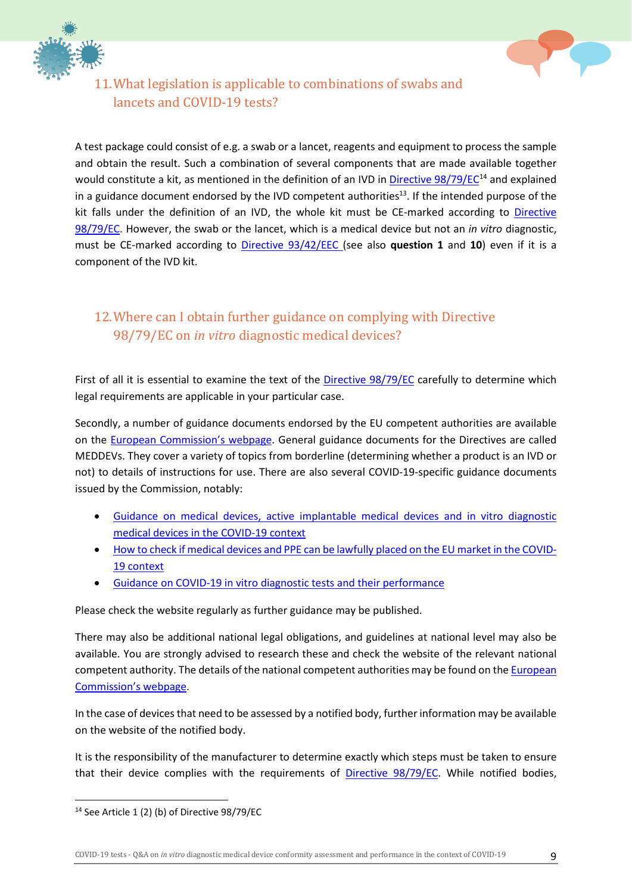## 11. What legislation is applicable to combinations of swabs and lancets and COVID-19 tests?

A test package could consist of e.g. a swab or a lancet, reagents and equipment to process the sample and obtain the result. Such a combination of several components that are made available together would constitute a kit, as mentioned in the definition of an IVD in Directive 98/79/EC[14] and explained in a guidance document endorsed by the IVD competent authorities[13]. If the intended purpose of the kit falls under the definition of an IVD, the whole kit must be CE-marked according to Directive 98/79/EC. However, the swab or the lancet, which is a medical device but not an *in vitro* diagnostic, must be CE-marked according to Directive 93/42/EEC (see also **question 1** and **10**) even if it is a component of the IVD kit.

## 12. Where can I obtain further guidance on complying with Directive 98/79/EC on *in vitro* diagnostic medical devices?

First of all it is essential to examine the text of the Directive 98/79/EC carefully to determine which legal requirements are applicable in your particular case.

Secondly, a number of guidance documents endorsed by the EU competent authorities are available on the European Commission's webpage. General guidance documents for the Directives are called MEDDEVs. They cover a variety of topics from borderline (determining whether a product is an IVD or not) to details of instructions for use. There are also several COVID-19-specific guidance documents issued by the Commission, notably:

- Guidance on medical devices, active implantable medical devices and in vitro diagnostic medical devices in the COVID-19 context
- How to check if medical devices and PPE can be lawfully placed on the EU market in the COVID-19 context
- Guidance on COVID-19 in vitro diagnostic tests and their performance

Please check the website regularly as further guidance may be published.

There may also be additional national legal obligations, and guidelines at national level may also be available. You are strongly advised to research these and check the website of the relevant national competent authority. The details of the national competent authorities may be found on the European Commission's webpage.

In the case of devices that need to be assessed by a notified body, further information may be available on the website of the notified body.

It is the responsibility of the manufacturer to determine exactly which steps must be taken to ensure that their device complies with the requirements of Directive 98/79/EC. While notified bodies,

[14] See Article 1 (2) (b) of Directive 98/79/EC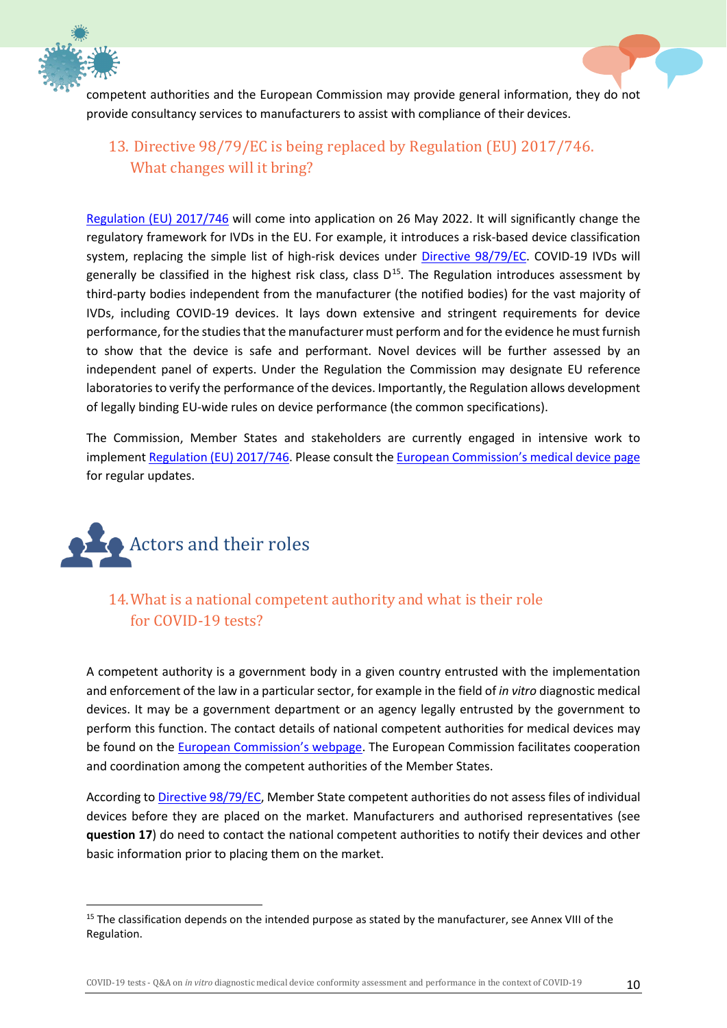competent authorities and the European Commission may provide general information, they do not provide consultancy services to manufacturers to assist with compliance of their devices.

### 13. Directive 98/79/EC is being replaced by Regulation (EU) 2017/746. What changes will it bring?

Regulation (EU) 2017/746 will come into application on 26 May 2022. It will significantly change the regulatory framework for IVDs in the EU. For example, it introduces a risk-based device classification system, replacing the simple list of high-risk devices under Directive 98/79/EC. COVID-19 IVDs will generally be classified in the highest risk class, class D[15]. The Regulation introduces assessment by third-party bodies independent from the manufacturer (the notified bodies) for the vast majority of IVDs, including COVID-19 devices. It lays down extensive and stringent requirements for device performance, for the studies that the manufacturer must perform and for the evidence he must furnish to show that the device is safe and performant. Novel devices will be further assessed by an independent panel of experts. Under the Regulation the Commission may designate EU reference laboratories to verify the performance of the devices. Importantly, the Regulation allows development of legally binding EU-wide rules on device performance (the common specifications).

The Commission, Member States and stakeholders are currently engaged in intensive work to implement Regulation (EU) 2017/746. Please consult the European Commission's medical device page for regular updates.

## Actors and their roles

### 14. What is a national competent authority and what is their role for COVID-19 tests?

A competent authority is a government body in a given country entrusted with the implementation and enforcement of the law in a particular sector, for example in the field of *in vitro* diagnostic medical devices. It may be a government department or an agency legally entrusted by the government to perform this function. The contact details of national competent authorities for medical devices may be found on the European Commission's webpage. The European Commission facilitates cooperation and coordination among the competent authorities of the Member States.

According to Directive 98/79/EC, Member State competent authorities do not assess files of individual devices before they are placed on the market. Manufacturers and authorised representatives (see **question 17**) do need to contact the national competent authorities to notify their devices and other basic information prior to placing them on the market.

[15] The classification depends on the intended purpose as stated by the manufacturer, see Annex VIII of the Regulation.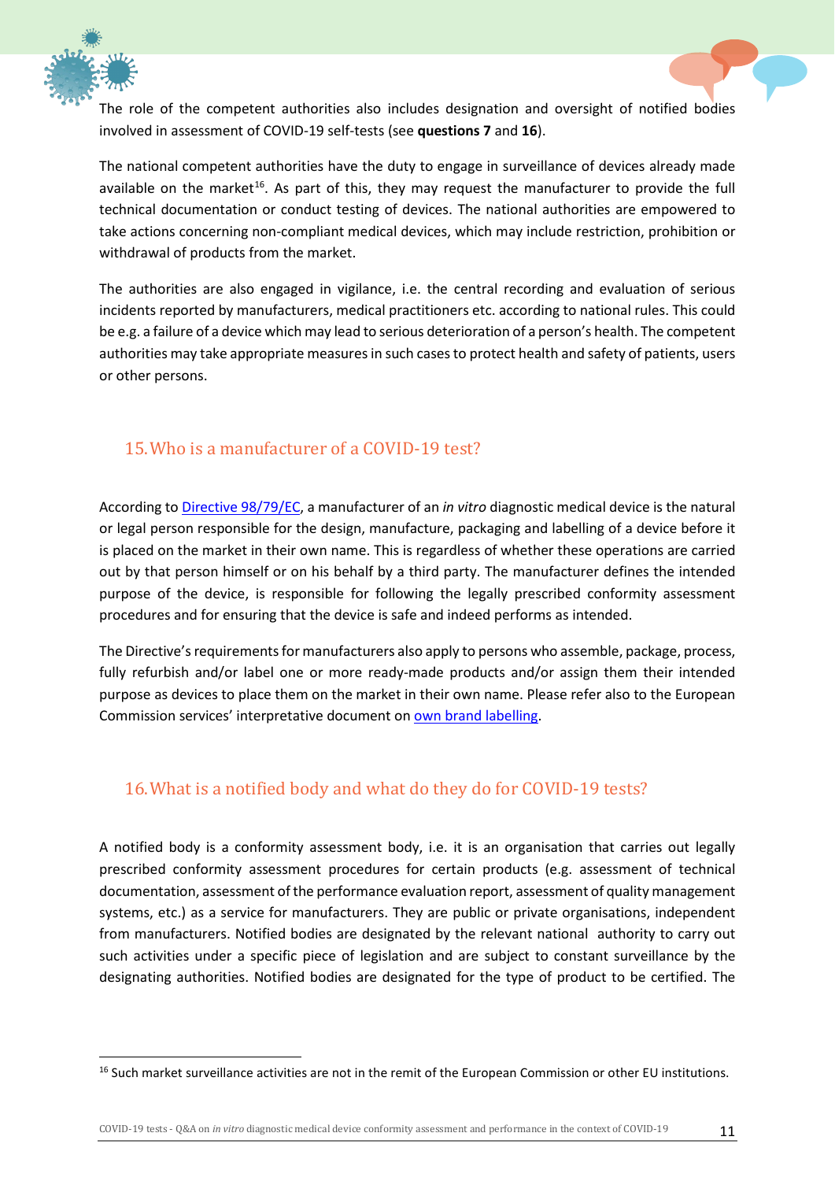The role of the competent authorities also includes designation and oversight of notified bodies involved in assessment of COVID-19 self-tests (see **questions 7** and **16**).

The national competent authorities have the duty to engage in surveillance of devices already made available on the market[16]. As part of this, they may request the manufacturer to provide the full technical documentation or conduct testing of devices. The national authorities are empowered to take actions concerning non-compliant medical devices, which may include restriction, prohibition or withdrawal of products from the market.

The authorities are also engaged in vigilance, i.e. the central recording and evaluation of serious incidents reported by manufacturers, medical practitioners etc. according to national rules. This could be e.g. a failure of a device which may lead to serious deterioration of a person's health. The competent authorities may take appropriate measures in such cases to protect health and safety of patients, users or other persons.

## 15. Who is a manufacturer of a COVID-19 test?

According to [Directive 98/79/EC](), a manufacturer of an *in vitro* diagnostic medical device is the natural or legal person responsible for the design, manufacture, packaging and labelling of a device before it is placed on the market in their own name. This is regardless of whether these operations are carried out by that person himself or on his behalf by a third party. The manufacturer defines the intended purpose of the device, is responsible for following the legally prescribed conformity assessment procedures and for ensuring that the device is safe and indeed performs as intended.

The Directive's requirements for manufacturers also apply to persons who assemble, package, process, fully refurbish and/or label one or more ready-made products and/or assign them their intended purpose as devices to place them on the market in their own name. Please refer also to the European Commission services' interpretative document on [own brand labelling]().

## 16. What is a notified body and what do they do for COVID-19 tests?

A notified body is a conformity assessment body, i.e. it is an organisation that carries out legally prescribed conformity assessment procedures for certain products (e.g. assessment of technical documentation, assessment of the performance evaluation report, assessment of quality management systems, etc.) as a service for manufacturers. They are public or private organisations, independent from manufacturers. Notified bodies are designated by the relevant national authority to carry out such activities under a specific piece of legislation and are subject to constant surveillance by the designating authorities. Notified bodies are designated for the type of product to be certified. The

[16] Such market surveillance activities are not in the remit of the European Commission or other EU institutions.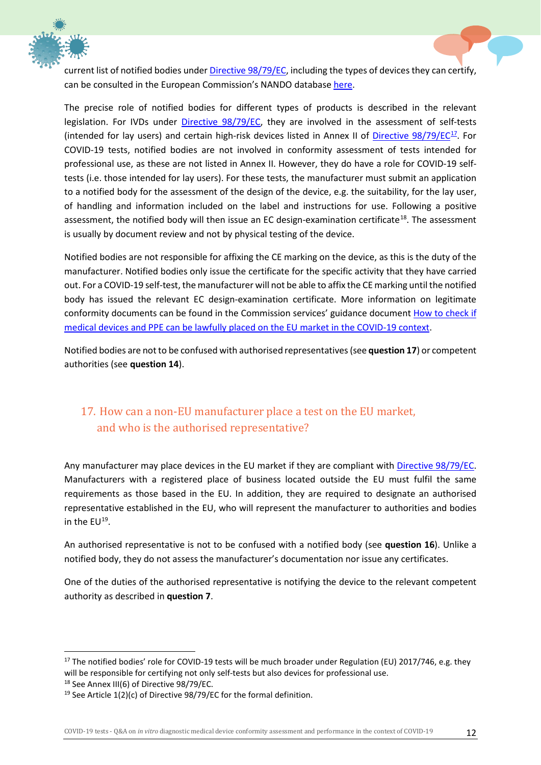current list of notified bodies under Directive 98/79/EC, including the types of devices they can certify, can be consulted in the European Commission's NANDO database here.

The precise role of notified bodies for different types of products is described in the relevant legislation. For IVDs under Directive 98/79/EC, they are involved in the assessment of self-tests (intended for lay users) and certain high-risk devices listed in Annex II of Directive 98/79/EC[17]. For COVID-19 tests, notified bodies are not involved in conformity assessment of tests intended for professional use, as these are not listed in Annex II. However, they do have a role for COVID-19 self-tests (i.e. those intended for lay users). For these tests, the manufacturer must submit an application to a notified body for the assessment of the design of the device, e.g. the suitability, for the lay user, of handling and information included on the label and instructions for use. Following a positive assessment, the notified body will then issue an EC design-examination certificate[18]. The assessment is usually by document review and not by physical testing of the device.

Notified bodies are not responsible for affixing the CE marking on the device, as this is the duty of the manufacturer. Notified bodies only issue the certificate for the specific activity that they have carried out. For a COVID-19 self-test, the manufacturer will not be able to affix the CE marking until the notified body has issued the relevant EC design-examination certificate. More information on legitimate conformity documents can be found in the Commission services' guidance document How to check if medical devices and PPE can be lawfully placed on the EU market in the COVID-19 context.

Notified bodies are not to be confused with authorised representatives (see **question 17**) or competent authorities (see **question 14**).

## 17. How can a non-EU manufacturer place a test on the EU market, and who is the authorised representative?

Any manufacturer may place devices in the EU market if they are compliant with Directive 98/79/EC. Manufacturers with a registered place of business located outside the EU must fulfil the same requirements as those based in the EU. In addition, they are required to designate an authorised representative established in the EU, who will represent the manufacturer to authorities and bodies in the EU[19].

An authorised representative is not to be confused with a notified body (see **question 16**). Unlike a notified body, they do not assess the manufacturer's documentation nor issue any certificates.

One of the duties of the authorised representative is notifying the device to the relevant competent authority as described in **question 7**.

---

[17] The notified bodies' role for COVID-19 tests will be much broader under Regulation (EU) 2017/746, e.g. they will be responsible for certifying not only self-tests but also devices for professional use.

[18] See Annex III(6) of Directive 98/79/EC.

[19] See Article 1(2)(c) of Directive 98/79/EC for the formal definition.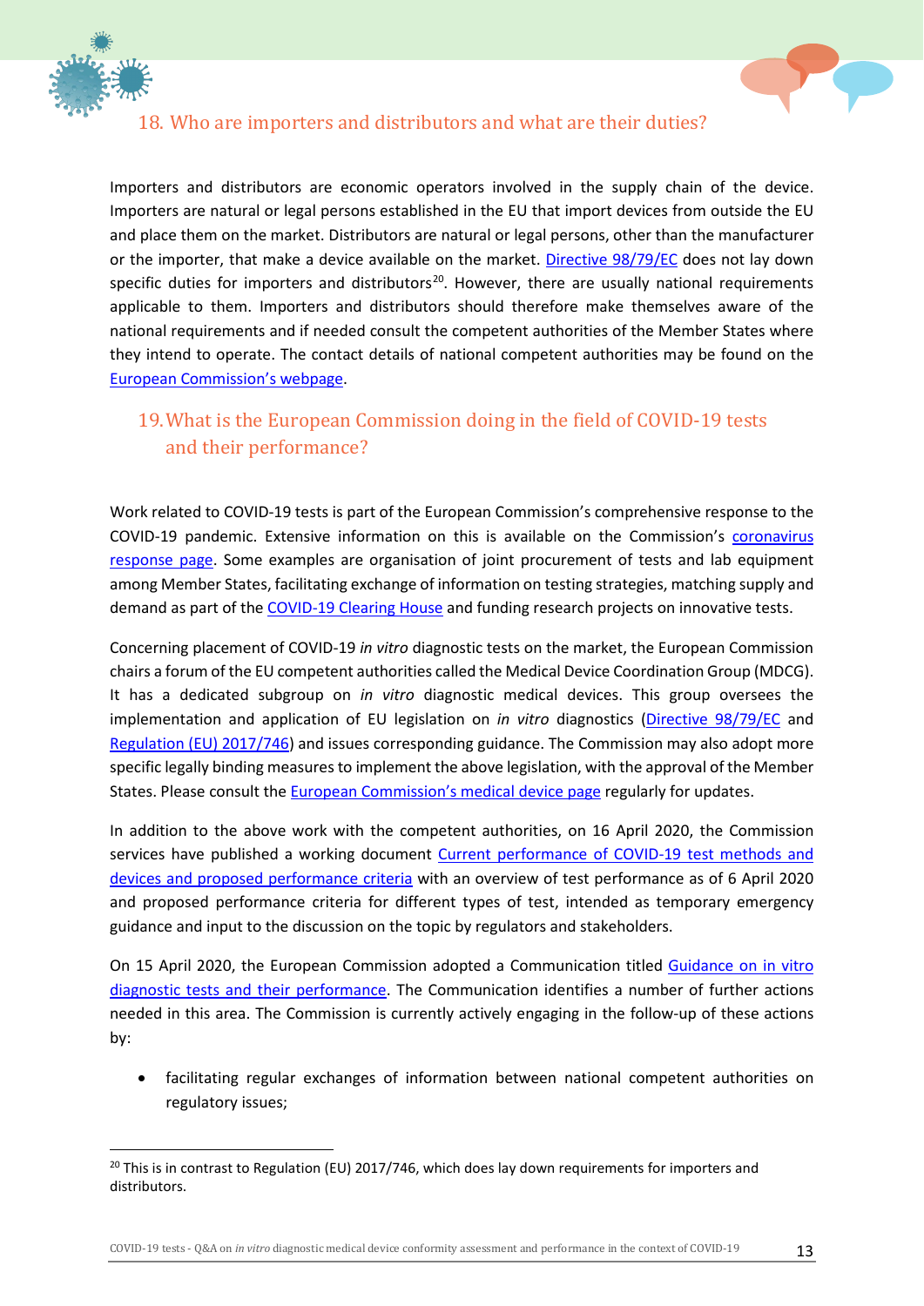## 18. Who are importers and distributors and what are their duties?

Importers and distributors are economic operators involved in the supply chain of the device. Importers are natural or legal persons established in the EU that import devices from outside the EU and place them on the market. Distributors are natural or legal persons, other than the manufacturer or the importer, that make a device available on the market. Directive 98/79/EC does not lay down specific duties for importers and distributors[20]. However, there are usually national requirements applicable to them. Importers and distributors should therefore make themselves aware of the national requirements and if needed consult the competent authorities of the Member States where they intend to operate. The contact details of national competent authorities may be found on the European Commission's webpage.

## 19. What is the European Commission doing in the field of COVID-19 tests and their performance?

Work related to COVID-19 tests is part of the European Commission's comprehensive response to the COVID-19 pandemic. Extensive information on this is available on the Commission's coronavirus response page. Some examples are organisation of joint procurement of tests and lab equipment among Member States, facilitating exchange of information on testing strategies, matching supply and demand as part of the COVID-19 Clearing House and funding research projects on innovative tests.

Concerning placement of COVID-19 *in vitro* diagnostic tests on the market, the European Commission chairs a forum of the EU competent authorities called the Medical Device Coordination Group (MDCG). It has a dedicated subgroup on *in vitro* diagnostic medical devices. This group oversees the implementation and application of EU legislation on *in vitro* diagnostics (Directive 98/79/EC and Regulation (EU) 2017/746) and issues corresponding guidance. The Commission may also adopt more specific legally binding measures to implement the above legislation, with the approval of the Member States. Please consult the European Commission's medical device page regularly for updates.

In addition to the above work with the competent authorities, on 16 April 2020, the Commission services have published a working document Current performance of COVID-19 test methods and devices and proposed performance criteria with an overview of test performance as of 6 April 2020 and proposed performance criteria for different types of test, intended as temporary emergency guidance and input to the discussion on the topic by regulators and stakeholders.

On 15 April 2020, the European Commission adopted a Communication titled Guidance on in vitro diagnostic tests and their performance. The Communication identifies a number of further actions needed in this area. The Commission is currently actively engaging in the follow-up of these actions by:

- facilitating regular exchanges of information between national competent authorities on regulatory issues;

[20] This is in contrast to Regulation (EU) 2017/746, which does lay down requirements for importers and distributors.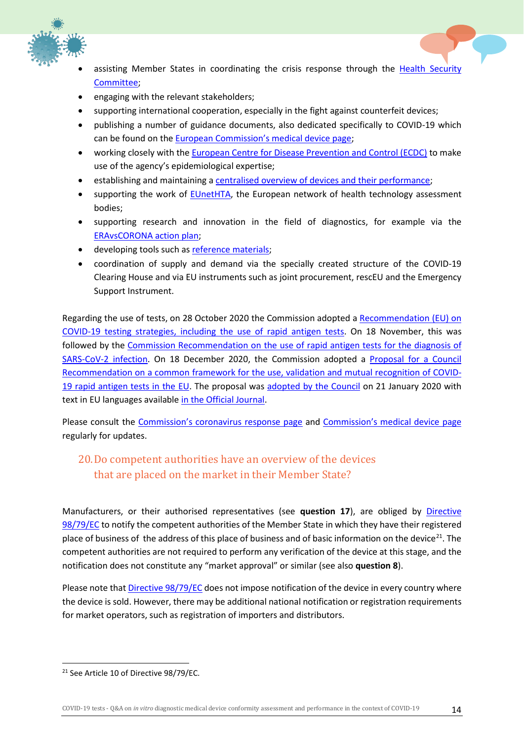- assisting Member States in coordinating the crisis response through the Health Security Committee;
- engaging with the relevant stakeholders;
- supporting international cooperation, especially in the fight against counterfeit devices;
- publishing a number of guidance documents, also dedicated specifically to COVID-19 which can be found on the European Commission's medical device page;
- working closely with the European Centre for Disease Prevention and Control (ECDC) to make use of the agency's epidemiological expertise;
- establishing and maintaining a centralised overview of devices and their performance;
- supporting the work of EUnetHTA, the European network of health technology assessment bodies;
- supporting research and innovation in the field of diagnostics, for example via the ERAvsCORONA action plan;
- developing tools such as reference materials;
- coordination of supply and demand via the specially created structure of the COVID-19 Clearing House and via EU instruments such as joint procurement, rescEU and the Emergency Support Instrument.

Regarding the use of tests, on 28 October 2020 the Commission adopted a Recommendation (EU) on COVID-19 testing strategies, including the use of rapid antigen tests. On 18 November, this was followed by the Commission Recommendation on the use of rapid antigen tests for the diagnosis of SARS-CoV-2 infection. On 18 December 2020, the Commission adopted a Proposal for a Council Recommendation on a common framework for the use, validation and mutual recognition of COVID-19 rapid antigen tests in the EU. The proposal was adopted by the Council on 21 January 2020 with text in EU languages available in the Official Journal.

Please consult the Commission's coronavirus response page and Commission's medical device page regularly for updates.

## 20. Do competent authorities have an overview of the devices that are placed on the market in their Member State?

Manufacturers, or their authorised representatives (see **question 17**), are obliged by Directive 98/79/EC to notify the competent authorities of the Member State in which they have their registered place of business of the address of this place of business and of basic information on the device[21]. The competent authorities are not required to perform any verification of the device at this stage, and the notification does not constitute any "market approval" or similar (see also **question 8**).

Please note that Directive 98/79/EC does not impose notification of the device in every country where the device is sold. However, there may be additional national notification or registration requirements for market operators, such as registration of importers and distributors.

[21] See Article 10 of Directive 98/79/EC.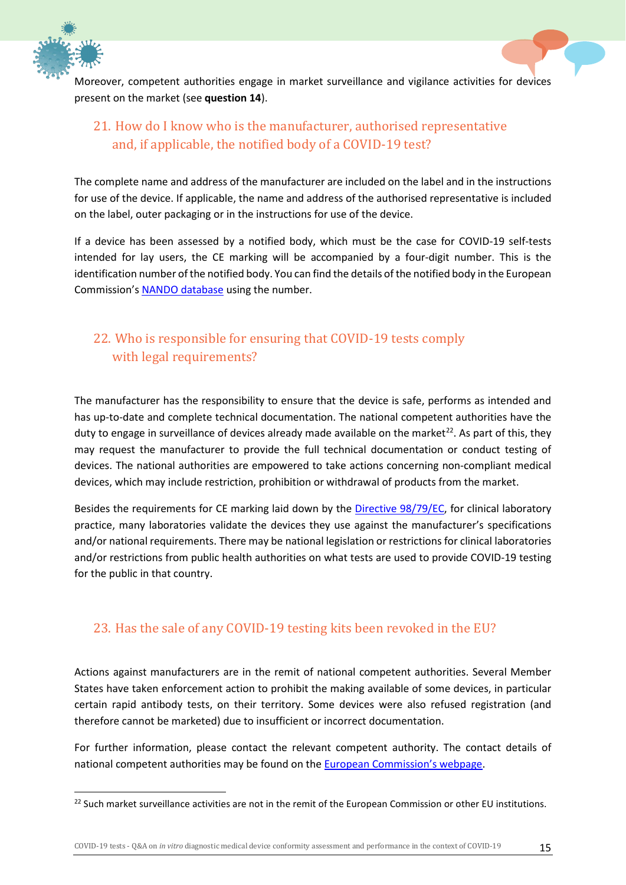Moreover, competent authorities engage in market surveillance and vigilance activities for devices present on the market (see **question 14**).

## 21. How do I know who is the manufacturer, authorised representative and, if applicable, the notified body of a COVID-19 test?

The complete name and address of the manufacturer are included on the label and in the instructions for use of the device. If applicable, the name and address of the authorised representative is included on the label, outer packaging or in the instructions for use of the device.

If a device has been assessed by a notified body, which must be the case for COVID-19 self-tests intended for lay users, the CE marking will be accompanied by a four-digit number. This is the identification number of the notified body. You can find the details of the notified body in the European Commission's NANDO database using the number.

## 22. Who is responsible for ensuring that COVID-19 tests comply with legal requirements?

The manufacturer has the responsibility to ensure that the device is safe, performs as intended and has up-to-date and complete technical documentation. The national competent authorities have the duty to engage in surveillance of devices already made available on the market[22]. As part of this, they may request the manufacturer to provide the full technical documentation or conduct testing of devices. The national authorities are empowered to take actions concerning non-compliant medical devices, which may include restriction, prohibition or withdrawal of products from the market.

Besides the requirements for CE marking laid down by the Directive 98/79/EC, for clinical laboratory practice, many laboratories validate the devices they use against the manufacturer's specifications and/or national requirements. There may be national legislation or restrictions for clinical laboratories and/or restrictions from public health authorities on what tests are used to provide COVID-19 testing for the public in that country.

## 23. Has the sale of any COVID-19 testing kits been revoked in the EU?

Actions against manufacturers are in the remit of national competent authorities. Several Member States have taken enforcement action to prohibit the making available of some devices, in particular certain rapid antibody tests, on their territory. Some devices were also refused registration (and therefore cannot be marketed) due to insufficient or incorrect documentation.

For further information, please contact the relevant competent authority. The contact details of national competent authorities may be found on the European Commission's webpage.

[22] Such market surveillance activities are not in the remit of the European Commission or other EU institutions.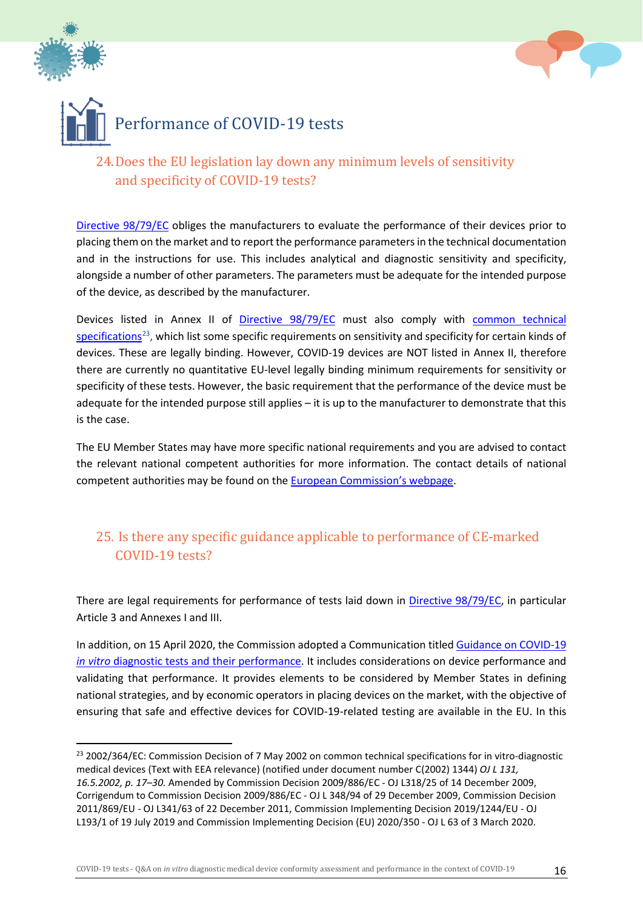# Performance of COVID-19 tests

## 24. Does the EU legislation lay down any minimum levels of sensitivity and specificity of COVID-19 tests?

Directive 98/79/EC obliges the manufacturers to evaluate the performance of their devices prior to placing them on the market and to report the performance parameters in the technical documentation and in the instructions for use. This includes analytical and diagnostic sensitivity and specificity, alongside a number of other parameters. The parameters must be adequate for the intended purpose of the device, as described by the manufacturer.

Devices listed in Annex II of Directive 98/79/EC must also comply with common technical specifications[23], which list some specific requirements on sensitivity and specificity for certain kinds of devices. These are legally binding. However, COVID-19 devices are NOT listed in Annex II, therefore there are currently no quantitative EU-level legally binding minimum requirements for sensitivity or specificity of these tests. However, the basic requirement that the performance of the device must be adequate for the intended purpose still applies – it is up to the manufacturer to demonstrate that this is the case.

The EU Member States may have more specific national requirements and you are advised to contact the relevant national competent authorities for more information. The contact details of national competent authorities may be found on the European Commission's webpage.

## 25. Is there any specific guidance applicable to performance of CE-marked COVID-19 tests?

There are legal requirements for performance of tests laid down in Directive 98/79/EC, in particular Article 3 and Annexes I and III.

In addition, on 15 April 2020, the Commission adopted a Communication titled Guidance on COVID-19 *in vitro* diagnostic tests and their performance. It includes considerations on device performance and validating that performance. It provides elements to be considered by Member States in defining national strategies, and by economic operators in placing devices on the market, with the objective of ensuring that safe and effective devices for COVID-19-related testing are available in the EU. In this

---

[23] 2002/364/EC: Commission Decision of 7 May 2002 on common technical specifications for in vitro-diagnostic medical devices (Text with EEA relevance) (notified under document number C(2002) 1344) *OJ L 131, 16.5.2002, p. 17–30.* Amended by Commission Decision 2009/886/EC - OJ L318/25 of 14 December 2009, Corrigendum to Commission Decision 2009/886/EC - OJ L 348/94 of 29 December 2009, Commission Decision 2011/869/EU - OJ L341/63 of 22 December 2011, Commission Implementing Decision 2019/1244/EU - OJ L193/1 of 19 July 2019 and Commission Implementing Decision (EU) 2020/350 - OJ L 63 of 3 March 2020.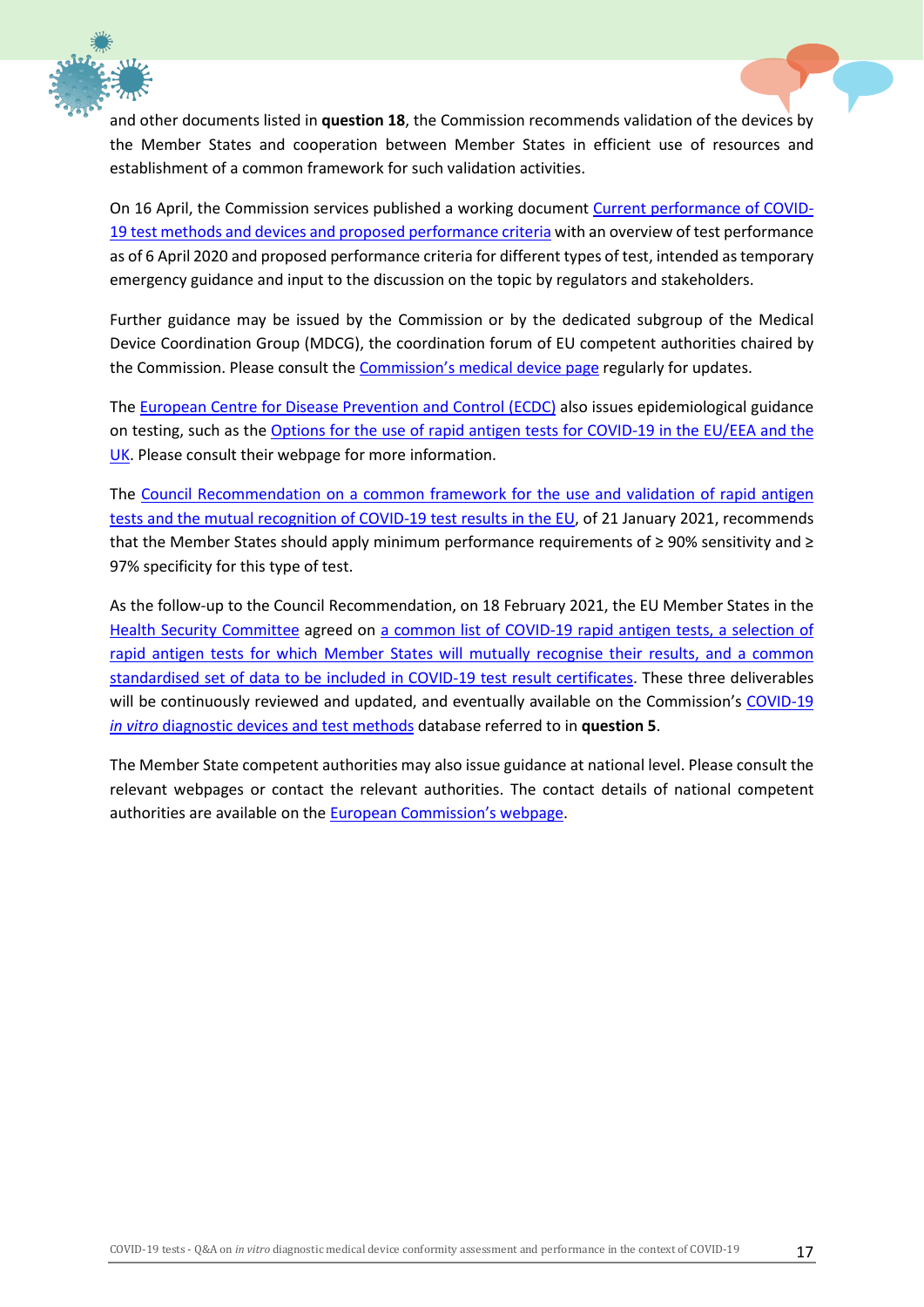and other documents listed in **question 18**, the Commission recommends validation of the devices by the Member States and cooperation between Member States in efficient use of resources and establishment of a common framework for such validation activities.

On 16 April, the Commission services published a working document Current performance of COVID-19 test methods and devices and proposed performance criteria with an overview of test performance as of 6 April 2020 and proposed performance criteria for different types of test, intended as temporary emergency guidance and input to the discussion on the topic by regulators and stakeholders.

Further guidance may be issued by the Commission or by the dedicated subgroup of the Medical Device Coordination Group (MDCG), the coordination forum of EU competent authorities chaired by the Commission. Please consult the Commission's medical device page regularly for updates.

The European Centre for Disease Prevention and Control (ECDC) also issues epidemiological guidance on testing, such as the Options for the use of rapid antigen tests for COVID-19 in the EU/EEA and the UK. Please consult their webpage for more information.

The Council Recommendation on a common framework for the use and validation of rapid antigen tests and the mutual recognition of COVID-19 test results in the EU, of 21 January 2021, recommends that the Member States should apply minimum performance requirements of ≥ 90% sensitivity and ≥ 97% specificity for this type of test.

As the follow-up to the Council Recommendation, on 18 February 2021, the EU Member States in the Health Security Committee agreed on a common list of COVID-19 rapid antigen tests, a selection of rapid antigen tests for which Member States will mutually recognise their results, and a common standardised set of data to be included in COVID-19 test result certificates. These three deliverables will be continuously reviewed and updated, and eventually available on the Commission's COVID-19 *in vitro* diagnostic devices and test methods database referred to in **question 5**.

The Member State competent authorities may also issue guidance at national level. Please consult the relevant webpages or contact the relevant authorities. The contact details of national competent authorities are available on the European Commission's webpage.